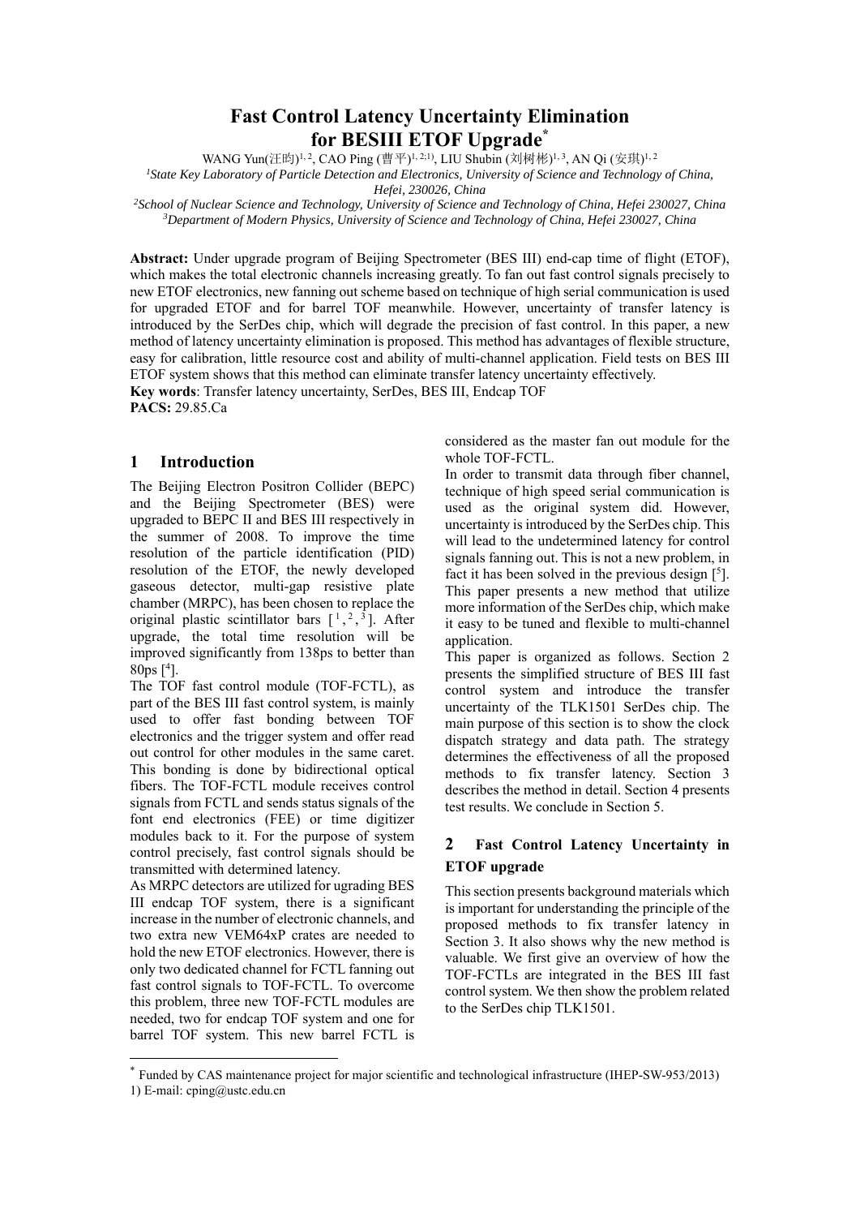# Fast Control Latency Uncertainty Elimination for BESIII ETOF Upgrade*

WANG Yun(汪昀)[1,2], CAO Ping (曹平)[1,2;1)], LIU Shubin (刘树彬)[1,3], AN Qi (安琪)[1,2]

[1]*State Key Laboratory of Particle Detection and Electronics, University of Science and Technology of China, Hefei, 230026, China*

[2]*School of Nuclear Science and Technology, University of Science and Technology of China, Hefei 230027, China*

[3]*Department of Modern Physics, University of Science and Technology of China, Hefei 230027, China*

**Abstract:** Under upgrade program of Beijing Spectrometer (BES III) end-cap time of flight (ETOF), which makes the total electronic channels increasing greatly. To fan out fast control signals precisely to new ETOF electronics, new fanning out scheme based on technique of high serial communication is used for upgraded ETOF and for barrel TOF meanwhile. However, uncertainty of transfer latency is introduced by the SerDes chip, which will degrade the precision of fast control. In this paper, a new method of latency uncertainty elimination is proposed. This method has advantages of flexible structure, easy for calibration, little resource cost and ability of multi-channel application. Field tests on BES III ETOF system shows that this method can eliminate transfer latency uncertainty effectively.

**Key words**: Transfer latency uncertainty, SerDes, BES III, Endcap TOF

**PACS:** 29.85.Ca

## 1 Introduction

The Beijing Electron Positron Collider (BEPC) and the Beijing Spectrometer (BES) were upgraded to BEPC II and BES III respectively in the summer of 2008. To improve the time resolution of the particle identification (PID) resolution of the ETOF, the newly developed gaseous detector, multi-gap resistive plate chamber (MRPC), has been chosen to replace the original plastic scintillator bars [1,2,3]. After upgrade, the total time resolution will be improved significantly from 138ps to better than 80ps [4].

The TOF fast control module (TOF-FCTL), as part of the BES III fast control system, is mainly used to offer fast bonding between TOF electronics and the trigger system and offer read out control for other modules in the same caret. This bonding is done by bidirectional optical fibers. The TOF-FCTL module receives control signals from FCTL and sends status signals of the font end electronics (FEE) or time digitizer modules back to it. For the purpose of system control precisely, fast control signals should be transmitted with determined latency.

As MRPC detectors are utilized for ugrading BES III endcap TOF system, there is a significant increase in the number of electronic channels, and two extra new VEM64xP crates are needed to hold the new ETOF electronics. However, there is only two dedicated channel for FCTL fanning out fast control signals to TOF-FCTL. To overcome this problem, three new TOF-FCTL modules are needed, two for endcap TOF system and one for barrel TOF system. This new barrel FCTL is considered as the master fan out module for the whole TOF-FCTL.

In order to transmit data through fiber channel, technique of high speed serial communication is used as the original system did. However, uncertainty is introduced by the SerDes chip. This will lead to the undetermined latency for control signals fanning out. This is not a new problem, in fact it has been solved in the previous design [5]. This paper presents a new method that utilize more information of the SerDes chip, which make it easy to be tuned and flexible to multi-channel application.

This paper is organized as follows. Section 2 presents the simplified structure of BES III fast control system and introduce the transfer uncertainty of the TLK1501 SerDes chip. The main purpose of this section is to show the clock dispatch strategy and data path. The strategy determines the effectiveness of all the proposed methods to fix transfer latency. Section 3 describes the method in detail. Section 4 presents test results. We conclude in Section 5.

## 2 Fast Control Latency Uncertainty in ETOF upgrade

This section presents background materials which is important for understanding the principle of the proposed methods to fix transfer latency in Section 3. It also shows why the new method is valuable. We first give an overview of how the TOF-FCTLs are integrated in the BES III fast control system. We then show the problem related to the SerDes chip TLK1501.

---

* Funded by CAS maintenance project for major scientific and technological infrastructure (IHEP-SW-953/2013)

1) E-mail: cping@ustc.edu.cn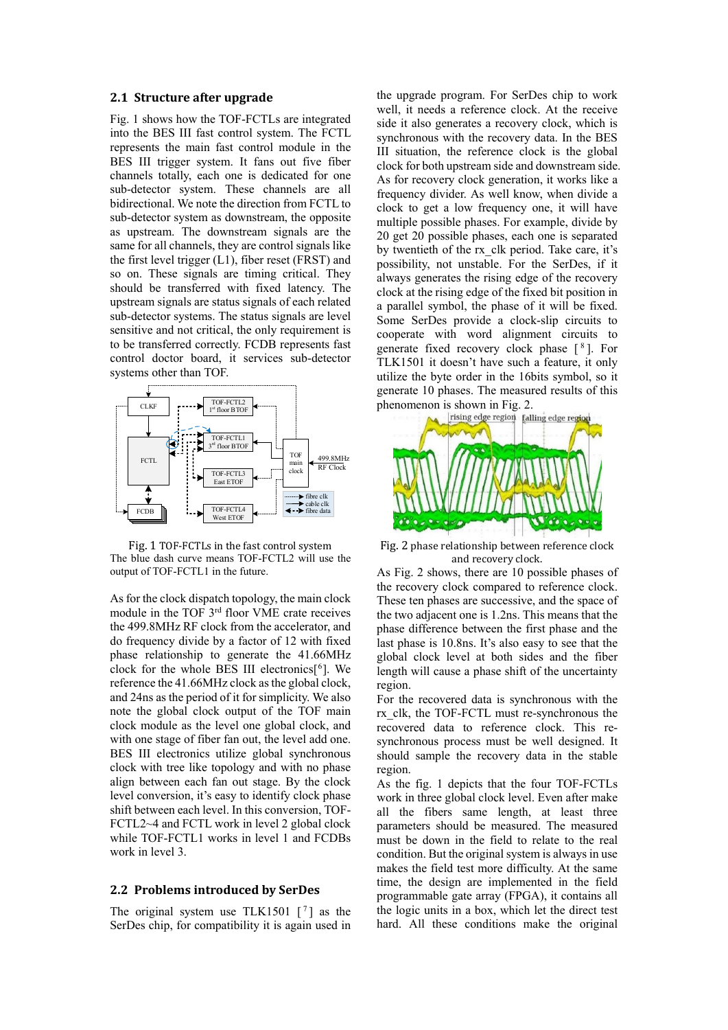## 2.1 Structure after upgrade

Fig. 1 shows how the TOF-FCTLs are integrated into the BES III fast control system. The FCTL represents the main fast control module in the BES III trigger system. It fans out five fiber channels totally, each one is dedicated for one sub-detector system. These channels are all bidirectional. We note the direction from FCTL to sub-detector system as downstream, the opposite as upstream. The downstream signals are the same for all channels, they are control signals like the first level trigger (L1), fiber reset (FRST) and so on. These signals are timing critical. They should be transferred with fixed latency. The upstream signals are status signals of each related sub-detector systems. The status signals are level sensitive and not critical, the only requirement is to be transferred correctly. FCDB represents fast control doctor board, it services sub-detector systems other than TOF.

Fig. 1 TOF-FCTLs in the fast control system
The blue dash curve means TOF-FCTL2 will use the output of TOF-FCTL1 in the future.

As for the clock dispatch topology, the main clock module in the TOF 3rd floor VME crate receives the 499.8MHz RF clock from the accelerator, and do frequency divide by a factor of 12 with fixed phase relationship to generate the 41.66MHz clock for the whole BES III electronics[6]. We reference the 41.66MHz clock as the global clock, and 24ns as the period of it for simplicity. We also note the global clock output of the TOF main clock module as the level one global clock, and with one stage of fiber fan out, the level add one. BES III electronics utilize global synchronous clock with tree like topology and with no phase align between each fan out stage. By the clock level conversion, it's easy to identify clock phase shift between each level. In this conversion, TOF-FCTL2~4 and FCTL work in level 2 global clock while TOF-FCTL1 works in level 1 and FCDBs work in level 3.

## 2.2 Problems introduced by SerDes

The original system use TLK1501 [7] as the SerDes chip, for compatibility it is again used in the upgrade program. For SerDes chip to work well, it needs a reference clock. At the receive side it also generates a recovery clock, which is synchronous with the recovery data. In the BES III situation, the reference clock is the global clock for both upstream side and downstream side. As for recovery clock generation, it works like a frequency divider. As well know, when divide a clock to get a low frequency one, it will have multiple possible phases. For example, divide by 20 get 20 possible phases, each one is separated by twentieth of the rx_clk period. Take care, it's possibility, not unstable. For the SerDes, if it always generates the rising edge of the recovery clock at the rising edge of the fixed bit position in a parallel symbol, the phase of it will be fixed. Some SerDes provide a clock-slip circuits to cooperate with word alignment circuits to generate fixed recovery clock phase [8]. For TLK1501 it doesn't have such a feature, it only utilize the byte order in the 16bits symbol, so it generate 10 phases. The measured results of this phenomenon is shown in Fig. 2.

Fig. 2 phase relationship between reference clock and recovery clock.

As Fig. 2 shows, there are 10 possible phases of the recovery clock compared to reference clock. These ten phases are successive, and the space of the two adjacent one is 1.2ns. This means that the phase difference between the first phase and the last phase is 10.8ns. It's also easy to see that the global clock level at both sides and the fiber length will cause a phase shift of the uncertainty region.

For the recovered data is synchronous with the rx_clk, the TOF-FCTL must re-synchronous the recovered data to reference clock. This re-synchronous process must be well designed. It should sample the recovery data in the stable region.

As the fig. 1 depicts that the four TOF-FCTLs work in three global clock level. Even after make all the fibers same length, at least three parameters should be measured. The measured must be down in the field to relate to the real condition. But the original system is always in use makes the field test more difficulty. At the same time, the design are implemented in the field programmable gate array (FPGA), it contains all the logic units in a box, which let the direct test hard. All these conditions make the original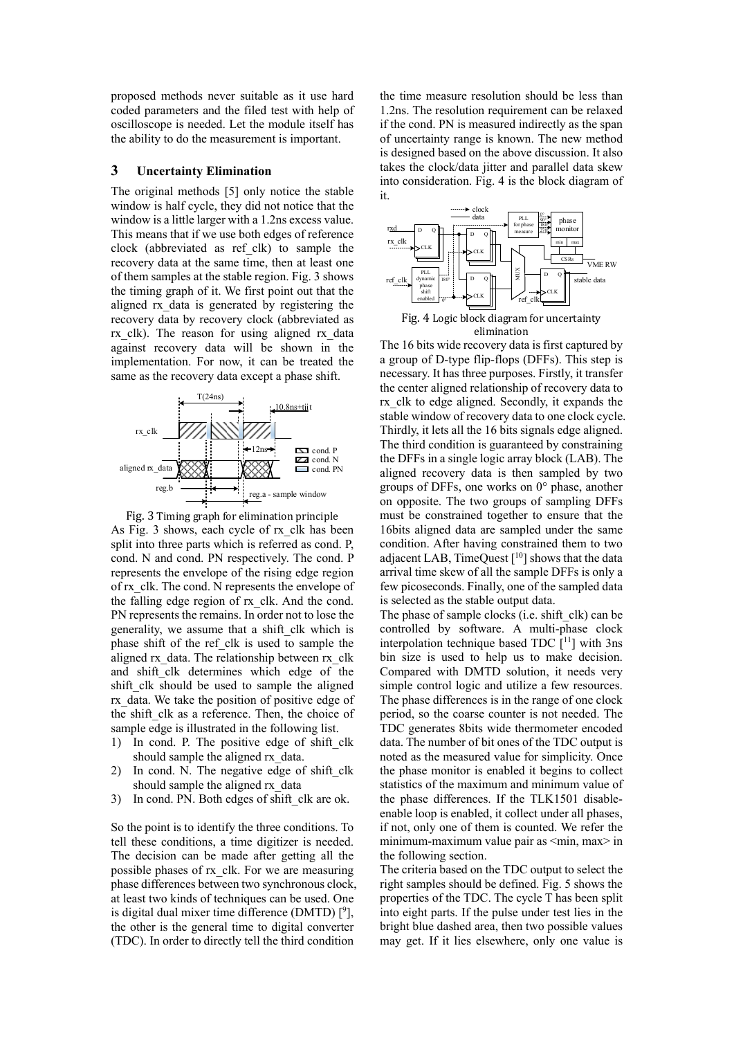proposed methods never suitable as it use hard coded parameters and the filed test with help of oscilloscope is needed. Let the module itself has the ability to do the measurement is important.

## 3 Uncertainty Elimination

The original methods [5] only notice the stable window is half cycle, they did not notice that the window is a little larger with a 1.2ns excess value. This means that if we use both edges of reference clock (abbreviated as ref_clk) to sample the recovery data at the same time, then at least one of them samples at the stable region. Fig. 3 shows the timing graph of it. We first point out that the aligned rx_data is generated by registering the recovery data by recovery clock (abbreviated as rx_clk). The reason for using aligned rx_data against recovery data will be shown in the implementation. For now, it can be treated the same as the recovery data except a phase shift.

Fig. 3 Timing graph for elimination principle

As Fig. 3 shows, each cycle of rx_clk has been split into three parts which is referred as cond. P, cond. N and cond. PN respectively. The cond. P represents the envelope of the rising edge region of rx_clk. The cond. N represents the envelope of the falling edge region of rx_clk. And the cond. PN represents the remains. In order not to lose the generality, we assume that a shift_clk which is phase shift of the ref_clk is used to sample the aligned rx_data. The relationship between rx_clk and shift_clk determines which edge of the shift_clk should be used to sample the aligned rx_data. We take the position of positive edge of the shift_clk as a reference. Then, the choice of sample edge is illustrated in the following list.

1) In cond. P. The positive edge of shift_clk should sample the aligned rx_data.
2) In cond. N. The negative edge of shift_clk should sample the aligned rx_data
3) In cond. PN. Both edges of shift_clk are ok.

So the point is to identify the three conditions. To tell these conditions, a time digitizer is needed. The decision can be made after getting all the possible phases of rx_clk. For we are measuring phase differences between two synchronous clock, at least two kinds of techniques can be used. One is digital dual mixer time difference (DMTD) [9], the other is the general time to digital converter (TDC). In order to directly tell the third condition the time measure resolution should be less than 1.2ns. The resolution requirement can be relaxed if the cond. PN is measured indirectly as the span of uncertainty range is known. The new method is designed based on the above discussion. It also takes the clock/data jitter and parallel data skew into consideration. Fig. 4 is the block diagram of it.

Fig. 4 Logic block diagram for uncertainty elimination

The 16 bits wide recovery data is first captured by a group of D-type flip-flops (DFFs). This step is necessary. It has three purposes. Firstly, it transfer the center aligned relationship of recovery data to rx_clk to edge aligned. Secondly, it expands the stable window of recovery data to one clock cycle. Thirdly, it lets all the 16 bits signals edge aligned. The third condition is guaranteed by constraining the DFFs in a single logic array block (LAB). The aligned recovery data is then sampled by two groups of DFFs, one works on 0° phase, another on opposite. The two groups of sampling DFFs must be constrained together to ensure that the 16bits aligned data are sampled under the same condition. After having constrained them to two adjacent LAB, TimeQuest [10] shows that the data arrival time skew of all the sample DFFs is only a few picoseconds. Finally, one of the sampled data is selected as the stable output data.

The phase of sample clocks (i.e. shift_clk) can be controlled by software. A multi-phase clock interpolation technique based TDC [11] with 3ns bin size is used to help us to make decision. Compared with DMTD solution, it needs very simple control logic and utilize a few resources. The phase differences is in the range of one clock period, so the coarse counter is not needed. The TDC generates 8bits wide thermometer encoded data. The number of bit ones of the TDC output is noted as the measured value for simplicity. Once the phase monitor is enabled it begins to collect statistics of the maximum and minimum value of the phase differences. If the TLK1501 disable-enable loop is enabled, it collect under all phases, if not, only one of them is counted. We refer the minimum-maximum value pair as <min, max> in the following section.

The criteria based on the TDC output to select the right samples should be defined. Fig. 5 shows the properties of the TDC. The cycle T has been split into eight parts. If the pulse under test lies in the bright blue dashed area, then two possible values may get. If it lies elsewhere, only one value is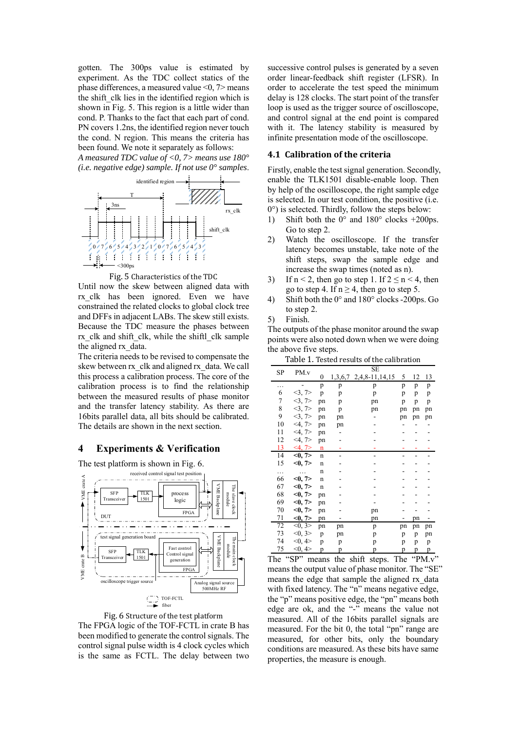gotten. The 300ps value is estimated by experiment. As the TDC collect statics of the phase differences, a measured value <0, 7> means the shift_clk lies in the identified region which is shown in Fig. 5. This region is a little wider than cond. P. Thanks to the fact that each part of cond. PN covers 1.2ns, the identified region never touch the cond. N region. This means the criteria has been found. We note it separately as follows:

*A measured TDC value of <0, 7> means use 180° (i.e. negative edge) sample. If not use 0° samples.*

Fig. 5 Characteristics of the TDC

Until now the skew between aligned data with rx_clk has been ignored. Even we have constrained the related clocks to global clock tree and DFFs in adjacent LABs. The skew still exists. Because the TDC measure the phases between rx_clk and shift_clk, while the shiftl_clk sample the aligned rx_data.

The criteria needs to be revised to compensate the skew between rx_clk and aligned rx_data. We call this process a calibration process. The core of the calibration process is to find the relationship between the measured results of phase monitor and the transfer latency stability. As there are 16bits parallel data, all bits should be calibrated. The details are shown in the next section.

# 4 Experiments & Verification

The test platform is shown in Fig. 6.

Fig. 6 Structure of the test platform

The FPGA logic of the TOF-FCTL in crate B has been modified to generate the control signals. The control signal pulse width is 4 clock cycles which is the same as FCTL. The delay between two successive control pulses is generated by a seven order linear-feedback shift register (LFSR). In order to accelerate the test speed the minimum delay is 128 clocks. The start point of the transfer loop is used as the trigger source of oscilloscope, and control signal at the end point is compared with it. The latency stability is measured by infinite presentation mode of the oscilloscope.

## 4.1 Calibration of the criteria

Firstly, enable the test signal generation. Secondly, enable the TLK1501 disable-enable loop. Then by help of the oscilloscope, the right sample edge is selected. In our test condition, the positive (i.e. 0°) is selected. Thirdly, follow the steps below:

1) Shift both the 0° and 180° clocks +200ps. Go to step 2.
2) Watch the oscilloscope. If the transfer latency becomes unstable, take note of the shift steps, swap the sample edge and increase the swap times (noted as n).
3) If n < 2, then go to step 1. If 2 ≤ n < 4, then go to step 4. If n ≥ 4, then go to step 5.
4) Shift both the 0° and 180° clocks -200ps. Go to step 2.
5) Finish.

The outputs of the phase monitor around the swap points were also noted down when we were doing the above five steps.

Table 1. Tested results of the calibration

| SP | PM.v | SE | | | | | |
|---|---|---|---|---|---|---|---|
| | | 0 | 1,3,6,7 | 2,4,8-11,14,15 | 5 | 12 | 13 |
| … | - | p | p | p | p | p | p |
| 6 | <3, 7> | p | p | p | p | p | p |
| 7 | <3, 7> | pn | p | pn | p | p | p |
| 8 | <3, 7> | pn | p | pn | pn | pn | pn |
| 9 | <3, 7> | pn | pn | - | pn | pn | pn |
| 10 | <4, 7> | pn | pn | - | - | - | - |
| 11 | <4, 7> | pn | - | - | - | - | - |
| 12 | <4, 7> | pn | - | - | - | - | - |
| 13 | <4, 7> | n | - | - | - | - | - |
| 14 | **<0, 7>** | n | - | - | - | - | - |
| 15 | **<0, 7>** | n | - | - | - | - | - |
| … | … | n | - | - | - | - | - |
| 66 | **<0, 7>** | n | - | - | - | - | - |
| 67 | **<0, 7>** | n | - | - | - | - | - |
| 68 | **<0, 7>** | pn | - | - | - | - | - |
| 69 | **<0, 7>** | pn | - | - | - | - | - |
| 70 | **<0, 7>** | pn | - | pn | - | - | - |
| 71 | **<0, 7>** | pn | - | pn | - | pn | - |
| 72 | <0, 3> | pn | pn | p | pn | pn | pn |
| 73 | <0, 3> | p | pn | p | p | p | pn |
| 74 | <0, 4> | p | p | p | p | p | p |
| 75 | <0, 4> | p | p | p | p | p | p |

The "SP" means the shift steps. The "PM.v" means the output value of phase monitor. The "SE" means the edge that sample the aligned rx_data with fixed latency. The "n" means negative edge, the "p" means positive edge, the "pn" means both edge are ok, and the "-" means the value not measured. All of the 16bits parallel signals are measured. For the bit 0, the total "pn" range are measured, for other bits, only the boundary conditions are measured. As these bits have same properties, the measure is enough.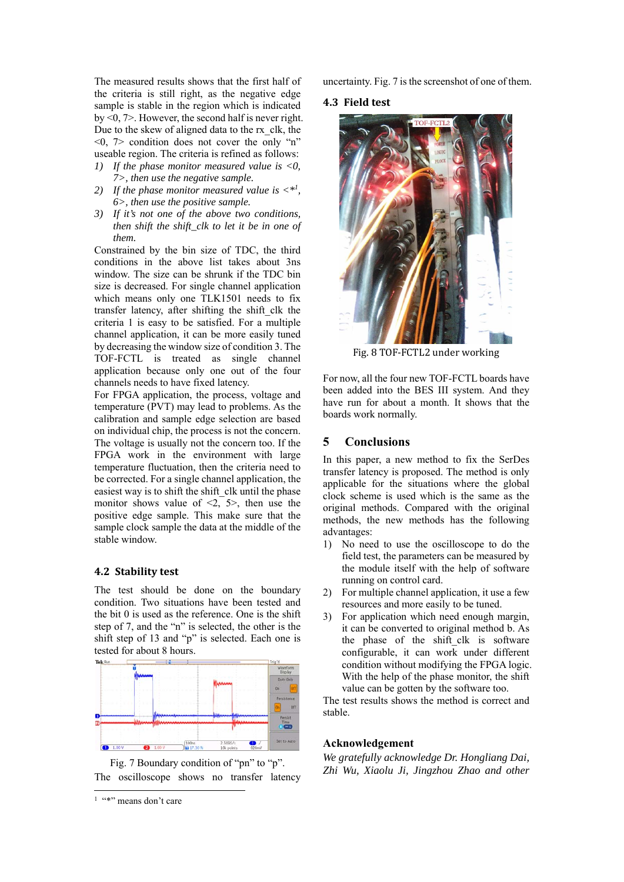The measured results shows that the first half of the criteria is still right, as the negative edge sample is stable in the region which is indicated by <0, 7>. However, the second half is never right. Due to the skew of aligned data to the rx_clk, the <0, 7> condition does not cover the only "n" useable region. The criteria is refined as follows:

1) *If the phase monitor measured value is <0, 7>, then use the negative sample.*
2) *If the phase monitor measured value is <*[1], 6>, then use the positive sample.*
3) *If it's not one of the above two conditions, then shift the shift_clk to let it be in one of them.*

Constrained by the bin size of TDC, the third conditions in the above list takes about 3ns window. The size can be shrunk if the TDC bin size is decreased. For single channel application which means only one TLK1501 needs to fix transfer latency, after shifting the shift_clk the criteria 1 is easy to be satisfied. For a multiple channel application, it can be more easily tuned by decreasing the window size of condition 3. The TOF-FCTL is treated as single channel application because only one out of the four channels needs to have fixed latency.

For FPGA application, the process, voltage and temperature (PVT) may lead to problems. As the calibration and sample edge selection are based on individual chip, the process is not the concern. The voltage is usually not the concern too. If the FPGA work in the environment with large temperature fluctuation, then the criteria need to be corrected. For a single channel application, the easiest way is to shift the shift_clk until the phase monitor shows value of <2, 5>, then use the positive edge sample. This make sure that the sample clock sample the data at the middle of the stable window.

### 4.2 Stability test

The test should be done on the boundary condition. Two situations have been tested and the bit 0 is used as the reference. One is the shift step of 7, and the "n" is selected, the other is the shift step of 13 and "p" is selected. Each one is tested for about 8 hours.

Fig. 7 Boundary condition of "pn" to "p".

The oscilloscope shows no transfer latency uncertainty. Fig. 7 is the screenshot of one of them.

### 4.3 Field test

Fig. 8 TOF-FCTL2 under working

For now, all the four new TOF-FCTL boards have been added into the BES III system. And they have run for about a month. It shows that the boards work normally.

## 5 Conclusions

In this paper, a new method to fix the SerDes transfer latency is proposed. The method is only applicable for the situations where the global clock scheme is used which is the same as the original methods. Compared with the original methods, the new methods has the following advantages:

1) No need to use the oscilloscope to do the field test, the parameters can be measured by the module itself with the help of software running on control card.
2) For multiple channel application, it use a few resources and more easily to be tuned.
3) For application which need enough margin, it can be converted to original method b. As the phase of the shift_clk is software configurable, it can work under different condition without modifying the FPGA logic. With the help of the phase monitor, the shift value can be gotten by the software too.

The test results shows the method is correct and stable.

## Acknowledgement

*We gratefully acknowledge Dr. Hongliang Dai, Zhi Wu, Xiaolu Ji, Jingzhou Zhao and other*

[1] "*" means don't care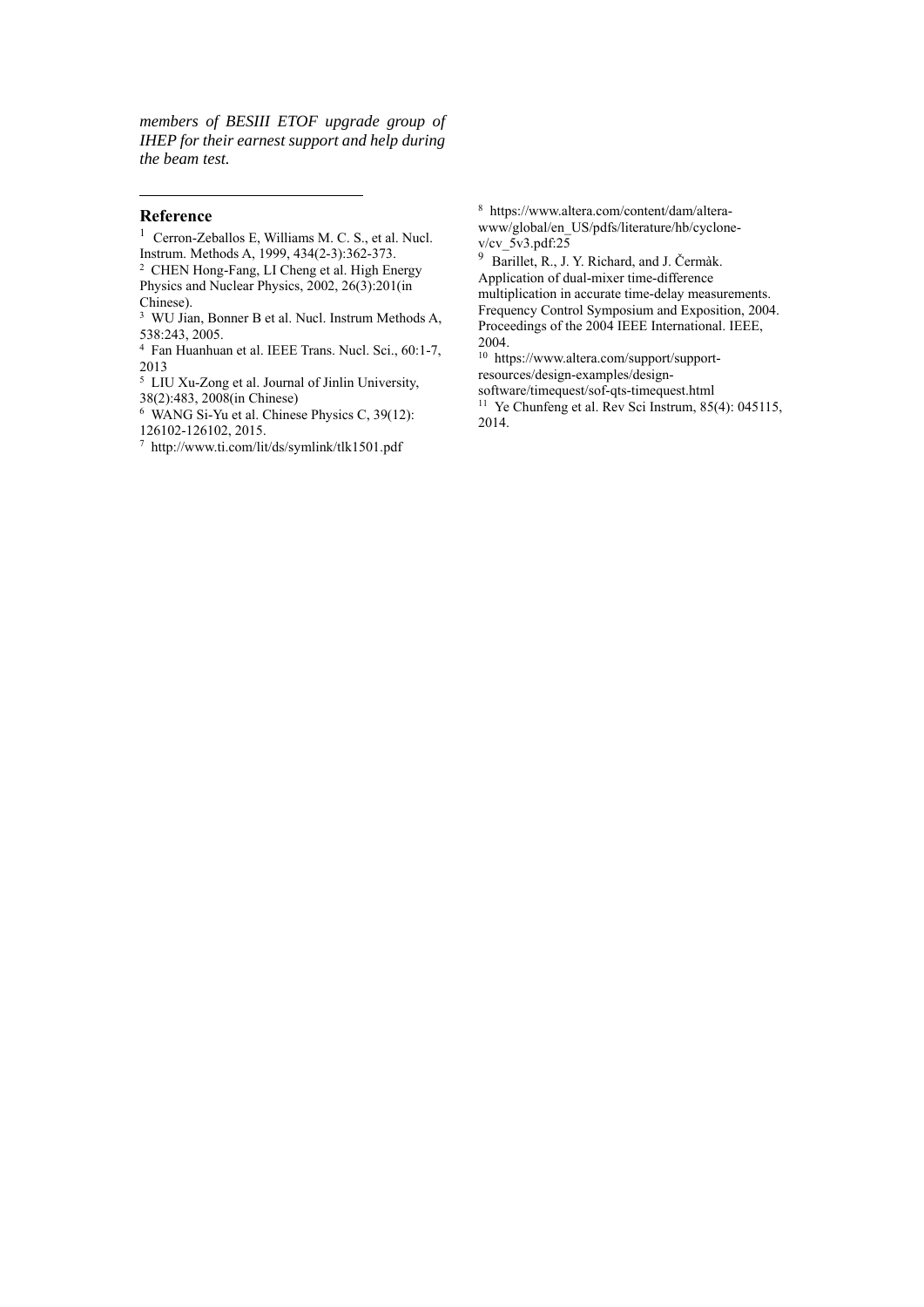*members of BESIII ETOF upgrade group of IHEP for their earnest support and help during the beam test.*

## Reference

[1] Cerron-Zeballos E, Williams M. C. S., et al. Nucl. Instrum. Methods A, 1999, 434(2-3):362-373.

[2] CHEN Hong-Fang, LI Cheng et al. High Energy Physics and Nuclear Physics, 2002, 26(3):201(in Chinese).

[3] WU Jian, Bonner B et al. Nucl. Instrum Methods A, 538:243, 2005.

[4] Fan Huanhuan et al. IEEE Trans. Nucl. Sci., 60:1-7, 2013

[5] LIU Xu-Zong et al. Journal of Jinlin University, 38(2):483, 2008(in Chinese)

[6] WANG Si-Yu et al. Chinese Physics C, 39(12): 126102-126102, 2015.

[7] http://www.ti.com/lit/ds/symlink/tlk1501.pdf

[8] https://www.altera.com/content/dam/altera-www/global/en_US/pdfs/literature/hb/cyclone-v/cv_5v3.pdf:25

[9] Barillet, R., J. Y. Richard, and J. Čermàk. Application of dual-mixer time-difference multiplication in accurate time-delay measurements. Frequency Control Symposium and Exposition, 2004. Proceedings of the 2004 IEEE International. IEEE, 2004.

[10] https://www.altera.com/support/support-resources/design-examples/design-software/timequest/sof-qts-timequest.html

[11] Ye Chunfeng et al. Rev Sci Instrum, 85(4): 045115, 2014.